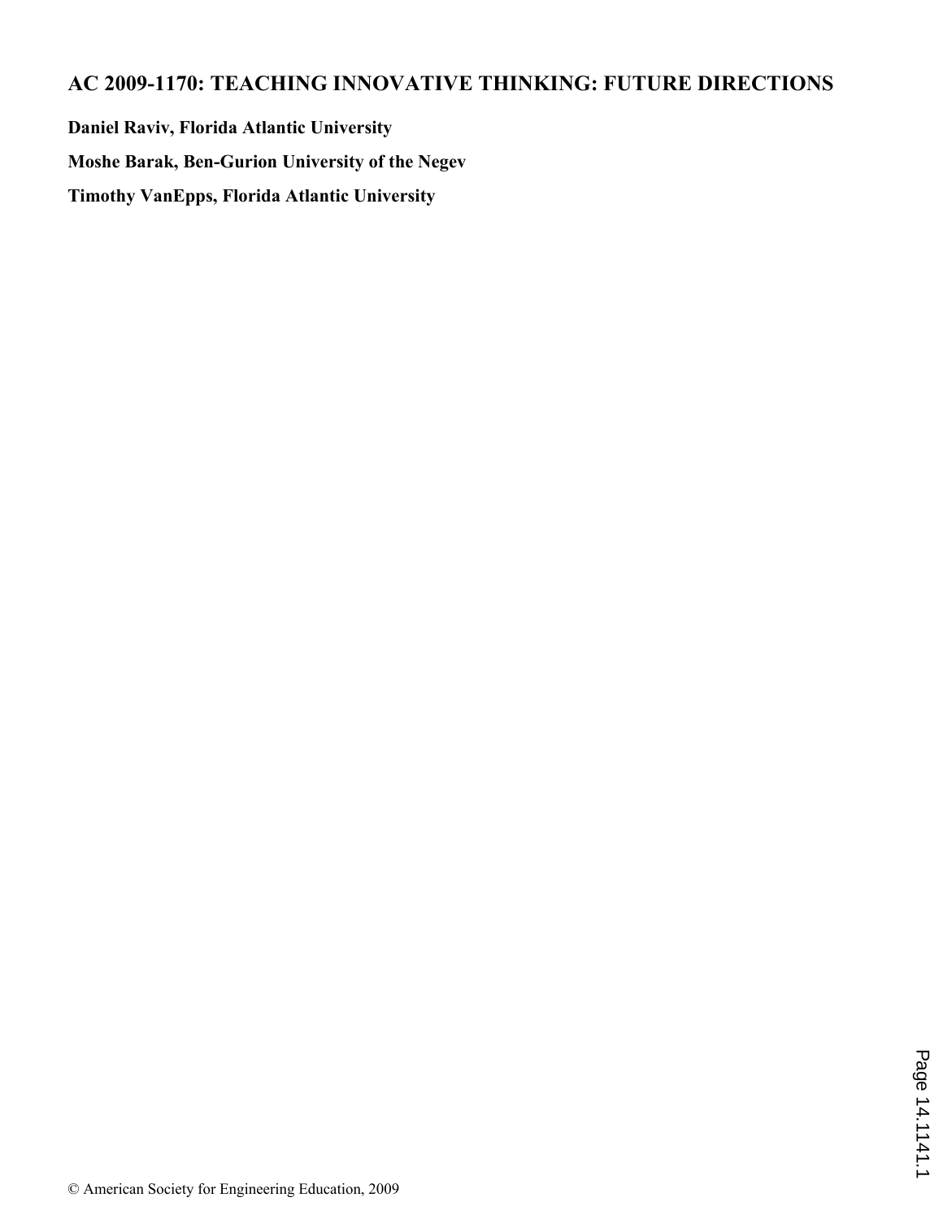# AC 2009-1170: TEACHING INNOVATIVE THINKING: FUTURE DIRECTIONS

**Daniel Raviv, Florida Atlantic University**

**Moshe Barak, Ben-Gurion University of the Negev**

**Timothy VanEpps, Florida Atlantic University**

© American Society for Engineering Education, 2009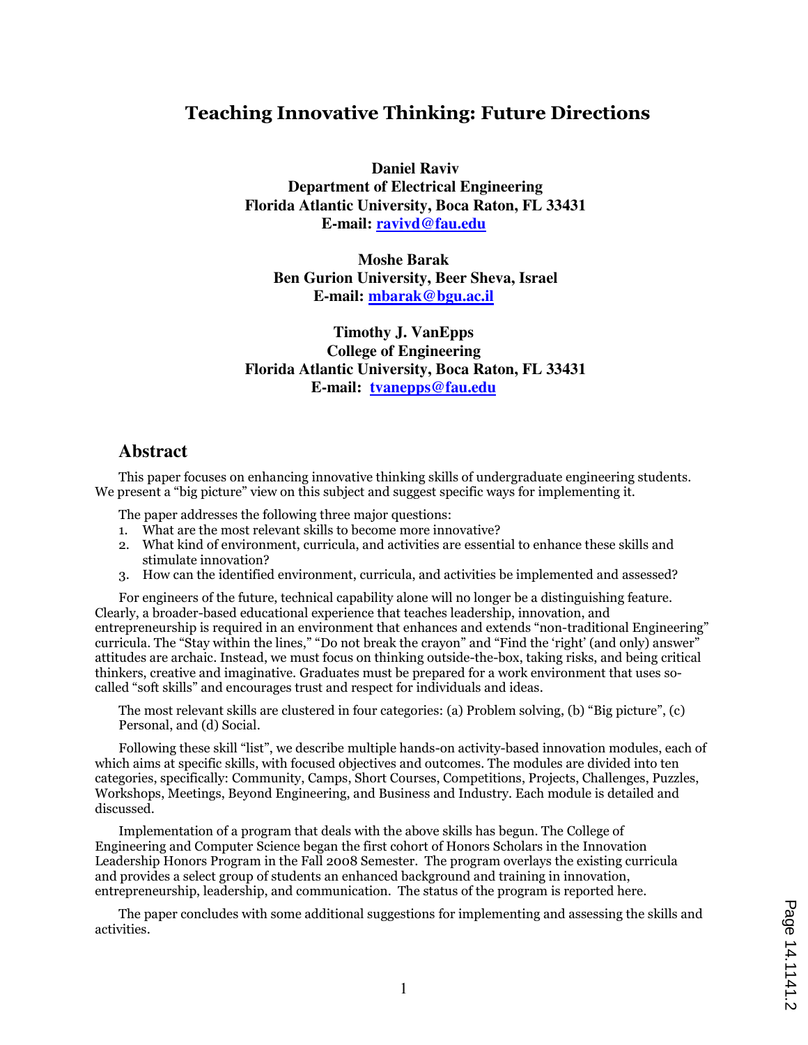# Teaching Innovative Thinking: Future Directions

**Daniel Raviv**
**Department of Electrical Engineering**
**Florida Atlantic University, Boca Raton, FL 33431**
**E-mail: ravivd@fau.edu**

**Moshe Barak**
**Ben Gurion University, Beer Sheva, Israel**
**E-mail: mbarak@bgu.ac.il**

**Timothy J. VanEpps**
**College of Engineering**
**Florida Atlantic University, Boca Raton, FL 33431**
**E-mail: tvanepps@fau.edu**

## Abstract

This paper focuses on enhancing innovative thinking skills of undergraduate engineering students. We present a "big picture" view on this subject and suggest specific ways for implementing it.

The paper addresses the following three major questions:

1. What are the most relevant skills to become more innovative?
2. What kind of environment, curricula, and activities are essential to enhance these skills and stimulate innovation?
3. How can the identified environment, curricula, and activities be implemented and assessed?

For engineers of the future, technical capability alone will no longer be a distinguishing feature. Clearly, a broader-based educational experience that teaches leadership, innovation, and entrepreneurship is required in an environment that enhances and extends "non-traditional Engineering" curricula. The "Stay within the lines," "Do not break the crayon" and "Find the 'right' (and only) answer" attitudes are archaic. Instead, we must focus on thinking outside-the-box, taking risks, and being critical thinkers, creative and imaginative. Graduates must be prepared for a work environment that uses so-called "soft skills" and encourages trust and respect for individuals and ideas.

The most relevant skills are clustered in four categories: (a) Problem solving, (b) "Big picture", (c) Personal, and (d) Social.

Following these skill "list", we describe multiple hands-on activity-based innovation modules, each of which aims at specific skills, with focused objectives and outcomes. The modules are divided into ten categories, specifically: Community, Camps, Short Courses, Competitions, Projects, Challenges, Puzzles, Workshops, Meetings, Beyond Engineering, and Business and Industry. Each module is detailed and discussed.

Implementation of a program that deals with the above skills has begun. The College of Engineering and Computer Science began the first cohort of Honors Scholars in the Innovation Leadership Honors Program in the Fall 2008 Semester. The program overlays the existing curricula and provides a select group of students an enhanced background and training in innovation, entrepreneurship, leadership, and communication. The status of the program is reported here.

The paper concludes with some additional suggestions for implementing and assessing the skills and activities.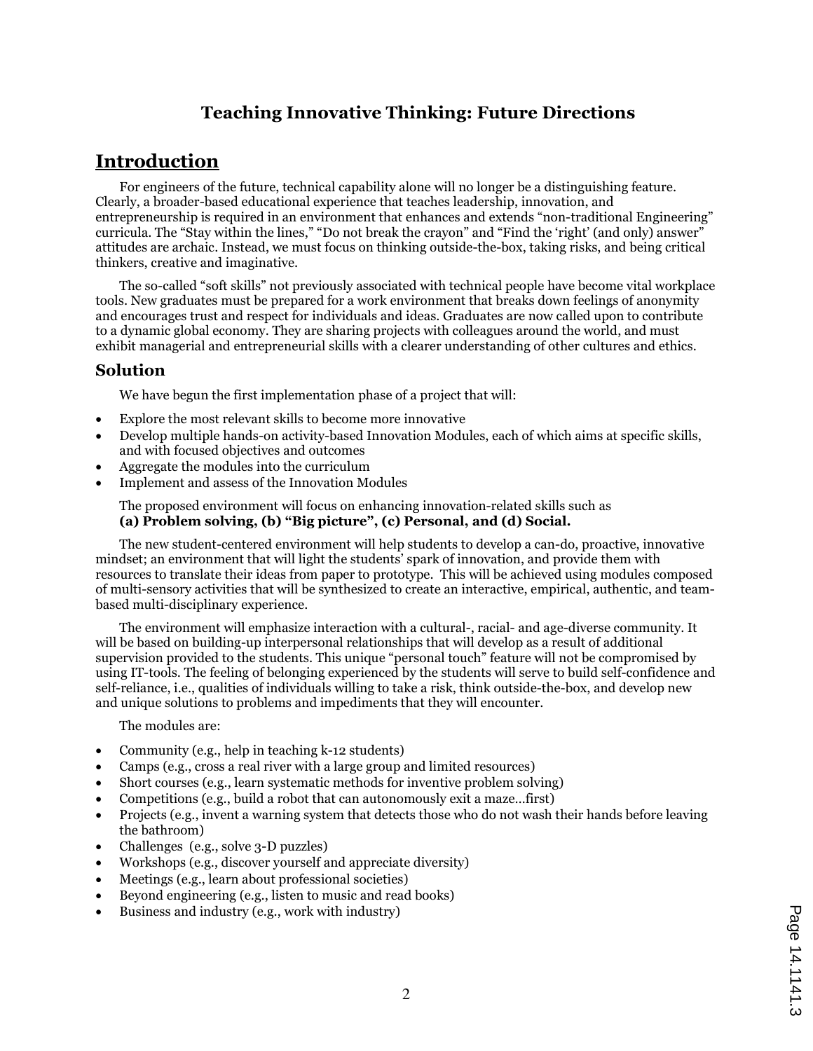# Teaching Innovative Thinking: Future Directions

## Introduction

For engineers of the future, technical capability alone will no longer be a distinguishing feature. Clearly, a broader-based educational experience that teaches leadership, innovation, and entrepreneurship is required in an environment that enhances and extends "non-traditional Engineering" curricula. The "Stay within the lines," "Do not break the crayon" and "Find the 'right' (and only) answer" attitudes are archaic. Instead, we must focus on thinking outside-the-box, taking risks, and being critical thinkers, creative and imaginative.

The so-called "soft skills" not previously associated with technical people have become vital workplace tools. New graduates must be prepared for a work environment that breaks down feelings of anonymity and encourages trust and respect for individuals and ideas. Graduates are now called upon to contribute to a dynamic global economy. They are sharing projects with colleagues around the world, and must exhibit managerial and entrepreneurial skills with a clearer understanding of other cultures and ethics.

### Solution

We have begun the first implementation phase of a project that will:

- Explore the most relevant skills to become more innovative
- Develop multiple hands-on activity-based Innovation Modules, each of which aims at specific skills, and with focused objectives and outcomes
- Aggregate the modules into the curriculum
- Implement and assess of the Innovation Modules

The proposed environment will focus on enhancing innovation-related skills such as
**(a) Problem solving, (b) "Big picture", (c) Personal, and (d) Social.**

The new student-centered environment will help students to develop a can-do, proactive, innovative mindset; an environment that will light the students' spark of innovation, and provide them with resources to translate their ideas from paper to prototype. This will be achieved using modules composed of multi-sensory activities that will be synthesized to create an interactive, empirical, authentic, and team-based multi-disciplinary experience.

The environment will emphasize interaction with a cultural-, racial- and age-diverse community. It will be based on building-up interpersonal relationships that will develop as a result of additional supervision provided to the students. This unique "personal touch" feature will not be compromised by using IT-tools. The feeling of belonging experienced by the students will serve to build self-confidence and self-reliance, i.e., qualities of individuals willing to take a risk, think outside-the-box, and develop new and unique solutions to problems and impediments that they will encounter.

The modules are:

- Community (e.g., help in teaching k-12 students)
- Camps (e.g., cross a real river with a large group and limited resources)
- Short courses (e.g., learn systematic methods for inventive problem solving)
- Competitions (e.g., build a robot that can autonomously exit a maze…first)
- Projects (e.g., invent a warning system that detects those who do not wash their hands before leaving the bathroom)
- Challenges (e.g., solve 3-D puzzles)
- Workshops (e.g., discover yourself and appreciate diversity)
- Meetings (e.g., learn about professional societies)
- Beyond engineering (e.g., listen to music and read books)
- Business and industry (e.g., work with industry)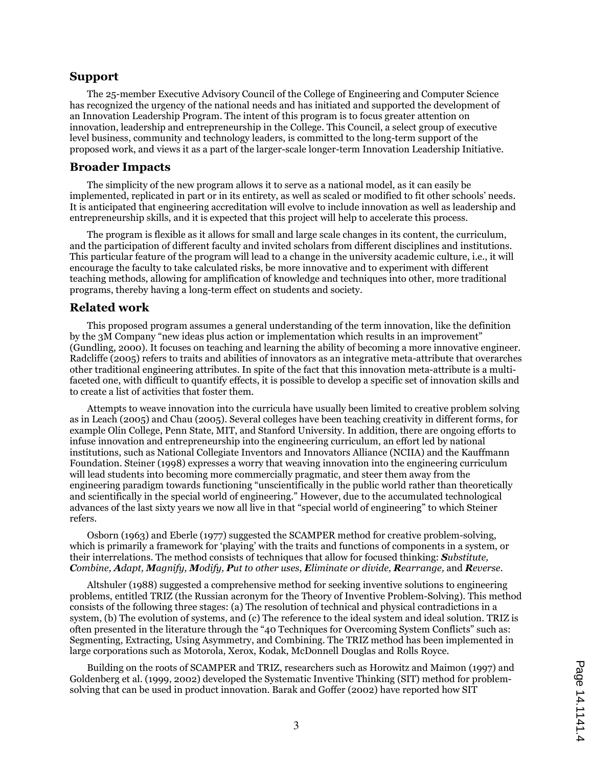## Support

The 25-member Executive Advisory Council of the College of Engineering and Computer Science has recognized the urgency of the national needs and has initiated and supported the development of an Innovation Leadership Program. The intent of this program is to focus greater attention on innovation, leadership and entrepreneurship in the College. This Council, a select group of executive level business, community and technology leaders, is committed to the long-term support of the proposed work, and views it as a part of the larger-scale longer-term Innovation Leadership Initiative.

## Broader Impacts

The simplicity of the new program allows it to serve as a national model, as it can easily be implemented, replicated in part or in its entirety, as well as scaled or modified to fit other schools' needs. It is anticipated that engineering accreditation will evolve to include innovation as well as leadership and entrepreneurship skills, and it is expected that this project will help to accelerate this process.

The program is flexible as it allows for small and large scale changes in its content, the curriculum, and the participation of different faculty and invited scholars from different disciplines and institutions. This particular feature of the program will lead to a change in the university academic culture, i.e., it will encourage the faculty to take calculated risks, be more innovative and to experiment with different teaching methods, allowing for amplification of knowledge and techniques into other, more traditional programs, thereby having a long-term effect on students and society.

## Related work

This proposed program assumes a general understanding of the term innovation, like the definition by the 3M Company "new ideas plus action or implementation which results in an improvement" (Gundling, 2000). It focuses on teaching and learning the ability of becoming a more innovative engineer. Radcliffe (2005) refers to traits and abilities of innovators as an integrative meta-attribute that overarches other traditional engineering attributes. In spite of the fact that this innovation meta-attribute is a multi-faceted one, with difficult to quantify effects, it is possible to develop a specific set of innovation skills and to create a list of activities that foster them.

Attempts to weave innovation into the curricula have usually been limited to creative problem solving as in Leach (2005) and Chau (2005). Several colleges have been teaching creativity in different forms, for example Olin College, Penn State, MIT, and Stanford University. In addition, there are ongoing efforts to infuse innovation and entrepreneurship into the engineering curriculum, an effort led by national institutions, such as National Collegiate Inventors and Innovators Alliance (NCIIA) and the Kauffmann Foundation. Steiner (1998) expresses a worry that weaving innovation into the engineering curriculum will lead students into becoming more commercially pragmatic, and steer them away from the engineering paradigm towards functioning "unscientifically in the public world rather than theoretically and scientifically in the special world of engineering." However, due to the accumulated technological advances of the last sixty years we now all live in that "special world of engineering" to which Steiner refers.

Osborn (1963) and Eberle (1977) suggested the SCAMPER method for creative problem-solving, which is primarily a framework for 'playing' with the traits and functions of components in a system, or their interrelations. The method consists of techniques that allow for focused thinking: ***S**ubstitute, **C**ombine, **A**dapt, **M**agnify, **M**odify, **P**ut to other uses, **E**liminate or divide, **R**earrange,* and ***R**everse.*

Altshuler (1988) suggested a comprehensive method for seeking inventive solutions to engineering problems, entitled TRIZ (the Russian acronym for the Theory of Inventive Problem-Solving). This method consists of the following three stages: (a) The resolution of technical and physical contradictions in a system, (b) The evolution of systems, and (c) The reference to the ideal system and ideal solution. TRIZ is often presented in the literature through the "40 Techniques for Overcoming System Conflicts" such as: Segmenting, Extracting, Using Asymmetry, and Combining. The TRIZ method has been implemented in large corporations such as Motorola, Xerox, Kodak, McDonnell Douglas and Rolls Royce.

Building on the roots of SCAMPER and TRIZ, researchers such as Horowitz and Maimon (1997) and Goldenberg et al. (1999, 2002) developed the Systematic Inventive Thinking (SIT) method for problem-solving that can be used in product innovation. Barak and Goffer (2002) have reported how SIT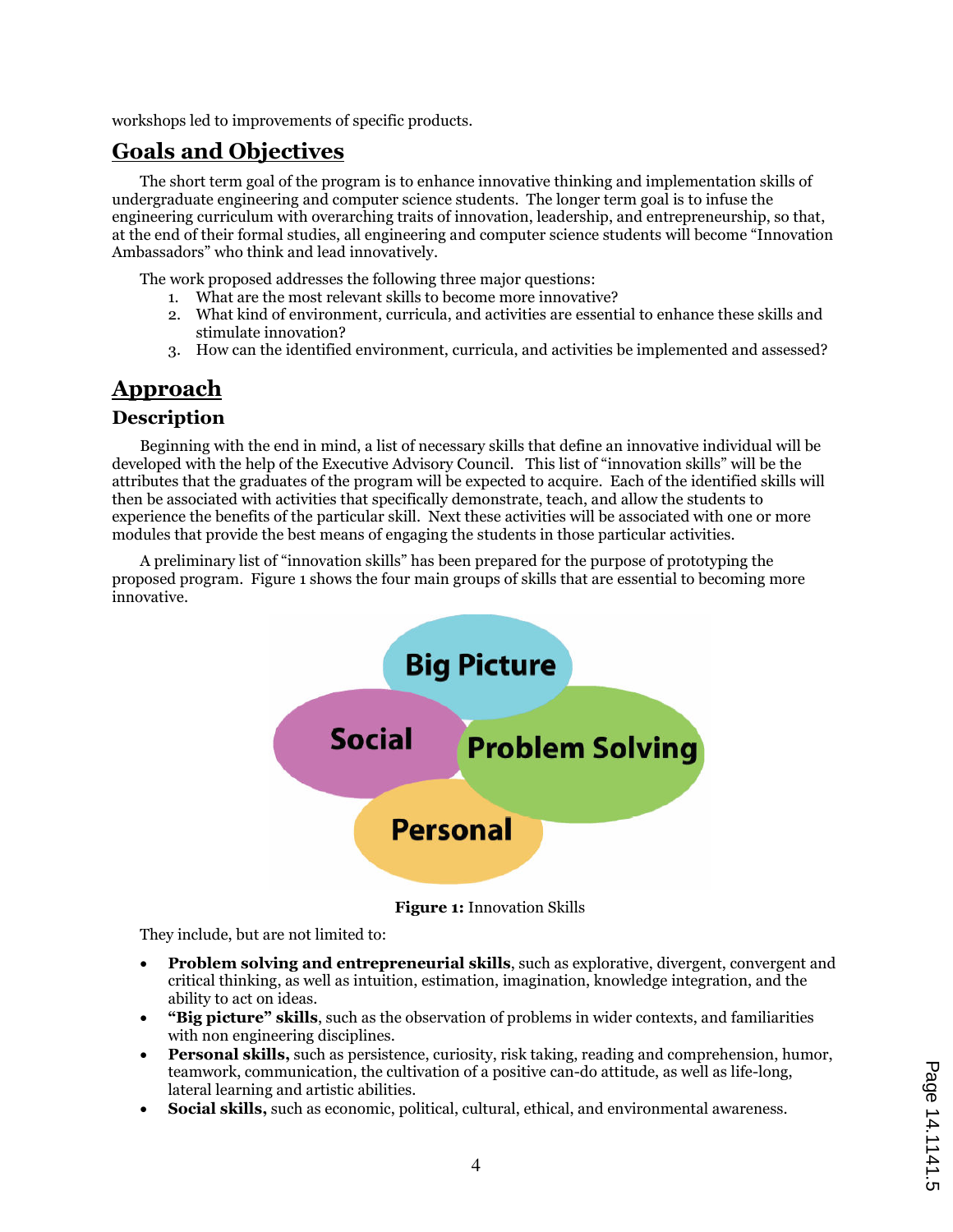workshops led to improvements of specific products.

## Goals and Objectives

The short term goal of the program is to enhance innovative thinking and implementation skills of undergraduate engineering and computer science students. The longer term goal is to infuse the engineering curriculum with overarching traits of innovation, leadership, and entrepreneurship, so that, at the end of their formal studies, all engineering and computer science students will become "Innovation Ambassadors" who think and lead innovatively.

The work proposed addresses the following three major questions:

1. What are the most relevant skills to become more innovative?
2. What kind of environment, curricula, and activities are essential to enhance these skills and stimulate innovation?
3. How can the identified environment, curricula, and activities be implemented and assessed?

## Approach

### Description

Beginning with the end in mind, a list of necessary skills that define an innovative individual will be developed with the help of the Executive Advisory Council. This list of "innovation skills" will be the attributes that the graduates of the program will be expected to acquire. Each of the identified skills will then be associated with activities that specifically demonstrate, teach, and allow the students to experience the benefits of the particular skill. Next these activities will be associated with one or more modules that provide the best means of engaging the students in those particular activities.

A preliminary list of "innovation skills" has been prepared for the purpose of prototyping the proposed program. Figure 1 shows the four main groups of skills that are essential to becoming more innovative.

Big Picture
Social
Problem Solving
Personal

**Figure 1:** Innovation Skills

They include, but are not limited to:

- **Problem solving and entrepreneurial skills**, such as explorative, divergent, convergent and critical thinking, as well as intuition, estimation, imagination, knowledge integration, and the ability to act on ideas.
- **"Big picture" skills**, such as the observation of problems in wider contexts, and familiarities with non engineering disciplines.
- **Personal skills,** such as persistence, curiosity, risk taking, reading and comprehension, humor, teamwork, communication, the cultivation of a positive can-do attitude, as well as life-long, lateral learning and artistic abilities.
- **Social skills,** such as economic, political, cultural, ethical, and environmental awareness.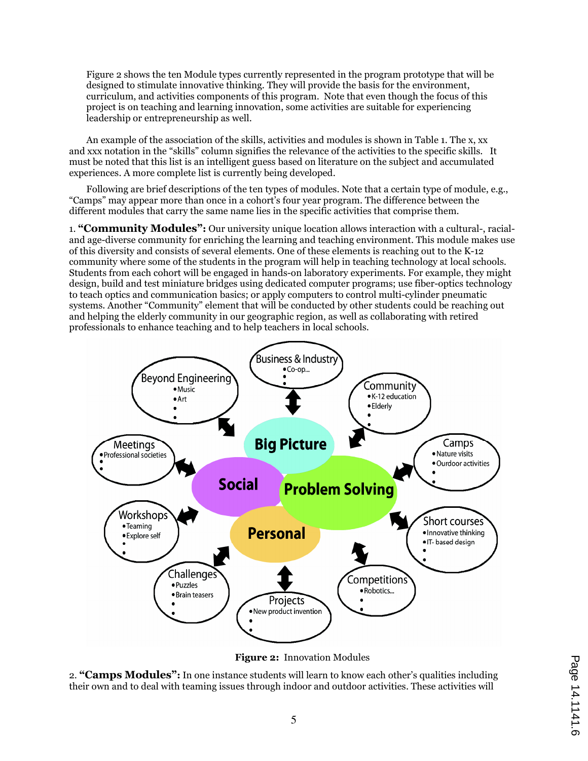Figure 2 shows the ten Module types currently represented in the program prototype that will be designed to stimulate innovative thinking. They will provide the basis for the environment, curriculum, and activities components of this program. Note that even though the focus of this project is on teaching and learning innovation, some activities are suitable for experiencing leadership or entrepreneurship as well.

An example of the association of the skills, activities and modules is shown in Table 1. The x, xx and xxx notation in the "skills" column signifies the relevance of the activities to the specific skills. It must be noted that this list is an intelligent guess based on literature on the subject and accumulated experiences. A more complete list is currently being developed.

Following are brief descriptions of the ten types of modules. Note that a certain type of module, e.g., "Camps" may appear more than once in a cohort's four year program. The difference between the different modules that carry the same name lies in the specific activities that comprise them.

1. **"Community Modules":** Our university unique location allows interaction with a cultural-, racial- and age-diverse community for enriching the learning and teaching environment. This module makes use of this diversity and consists of several elements. One of these elements is reaching out to the K-12 community where some of the students in the program will help in teaching technology at local schools. Students from each cohort will be engaged in hands-on laboratory experiments. For example, they might design, build and test miniature bridges using dedicated computer programs; use fiber-optics technology to teach optics and communication basics; or apply computers to control multi-cylinder pneumatic systems. Another "Community" element that will be conducted by other students could be reaching out and helping the elderly community in our geographic region, as well as collaborating with retired professionals to enhance teaching and to help teachers in local schools.

Big Picture
Social
Problem Solving
Personal
Business & Industry
• Co-op...
Beyond Engineering
• Music
• Art
Community
• K-12 education
• Elderly
Meetings
• Professional societies
Camps
• Nature visits
• Ourdoor activities
Workshops
• Teaming
• Explore self
Short courses
• Innovative thinking
• IT- based design
Challenges
• Puzzles
• Brain teasers
Projects
• New product invention
Competitions
• Robotics...

**Figure 2:** Innovation Modules

2. **"Camps Modules":** In one instance students will learn to know each other's qualities including their own and to deal with teaming issues through indoor and outdoor activities. These activities will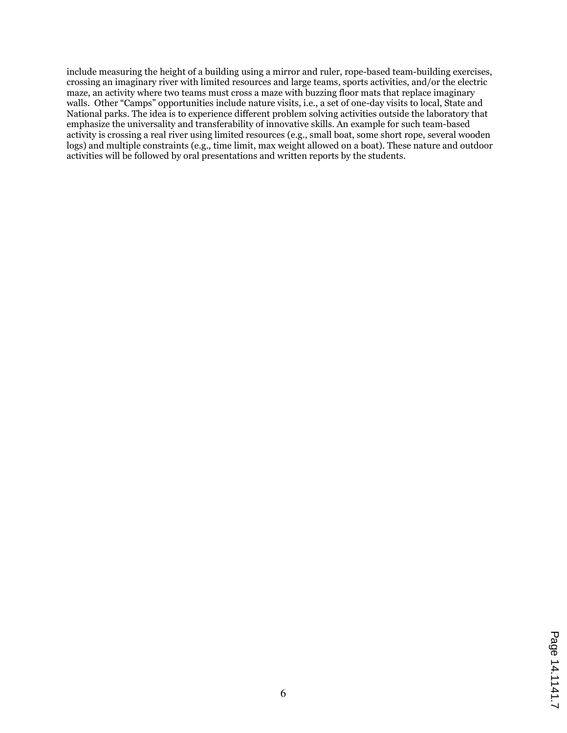include measuring the height of a building using a mirror and ruler, rope-based team-building exercises, crossing an imaginary river with limited resources and large teams, sports activities, and/or the electric maze, an activity where two teams must cross a maze with buzzing floor mats that replace imaginary walls. Other "Camps" opportunities include nature visits, i.e., a set of one-day visits to local, State and National parks. The idea is to experience different problem solving activities outside the laboratory that emphasize the universality and transferability of innovative skills. An example for such team-based activity is crossing a real river using limited resources (e.g., small boat, some short rope, several wooden logs) and multiple constraints (e.g., time limit, max weight allowed on a boat). These nature and outdoor activities will be followed by oral presentations and written reports by the students.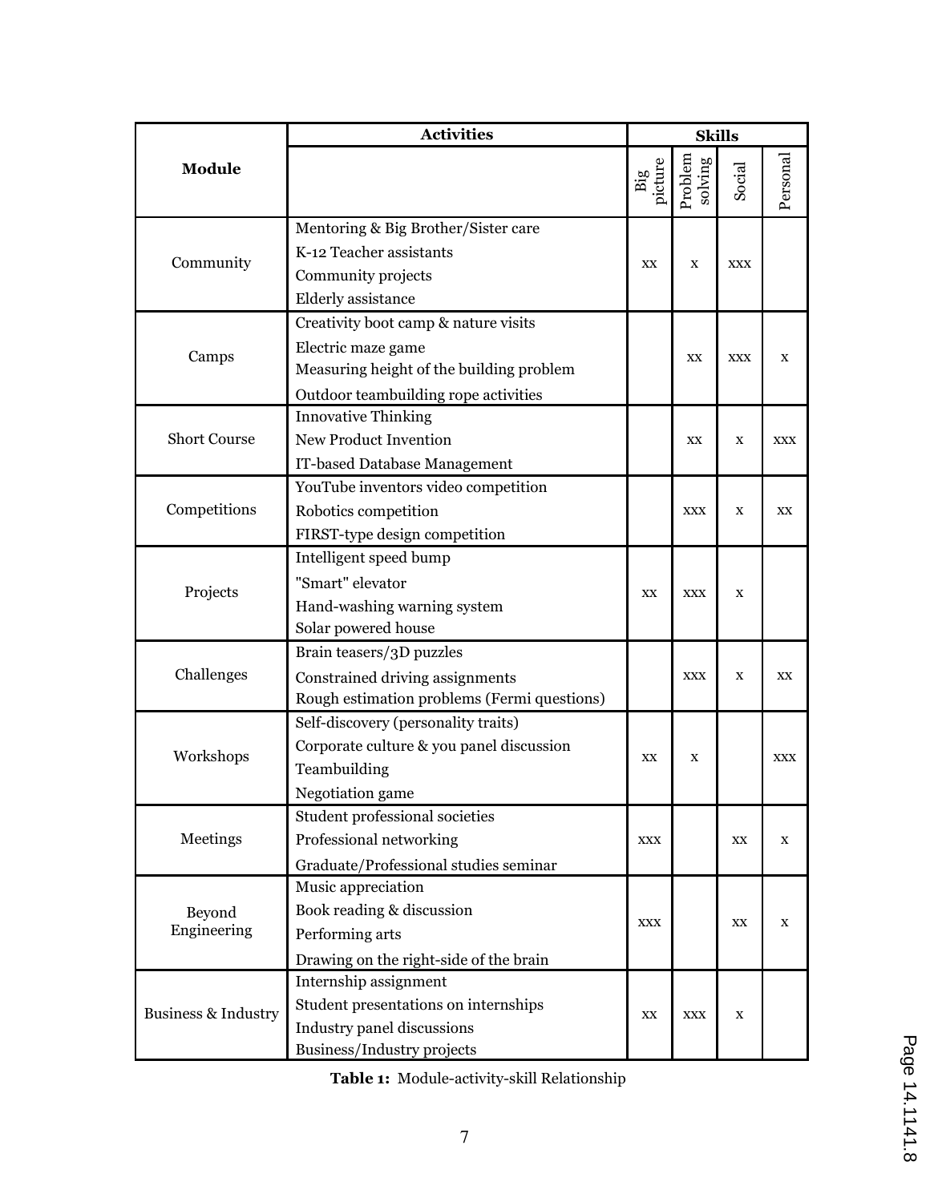| Module | Activities | Skills | | | |
| --- | --- | --- | --- | --- | --- |
| | | Big picture | Problem solving | Social | Personal |
| Community | Mentoring & Big Brother/Sister care<br>K-12 Teacher assistants<br>Community projects<br>Elderly assistance | xx | x | xxx | |
| Camps | Creativity boot camp & nature visits<br>Electric maze game<br>Measuring height of the building problem<br>Outdoor teambuilding rope activities | | xx | xxx | x |
| Short Course | Innovative Thinking<br>New Product Invention<br>IT-based Database Management | | xx | x | xxx |
| Competitions | YouTube inventors video competition<br>Robotics competition<br>FIRST-type design competition | | xxx | x | xx |
| Projects | Intelligent speed bump<br>"Smart" elevator<br>Hand-washing warning system<br>Solar powered house | xx | xxx | x | |
| Challenges | Brain teasers/3D puzzles<br>Constrained driving assignments<br>Rough estimation problems (Fermi questions) | | xxx | x | xx |
| Workshops | Self-discovery (personality traits)<br>Corporate culture & you panel discussion<br>Teambuilding<br>Negotiation game | xx | x | | xxx |
| Meetings | Student professional societies<br>Professional networking<br>Graduate/Professional studies seminar | xxx | | xx | x |
| Beyond Engineering | Music appreciation<br>Book reading & discussion<br>Performing arts<br>Drawing on the right-side of the brain | xxx | | xx | x |
| Business & Industry | Internship assignment<br>Student presentations on internships<br>Industry panel discussions<br>Business/Industry projects | xx | xxx | x | |

**Table 1:** Module-activity-skill Relationship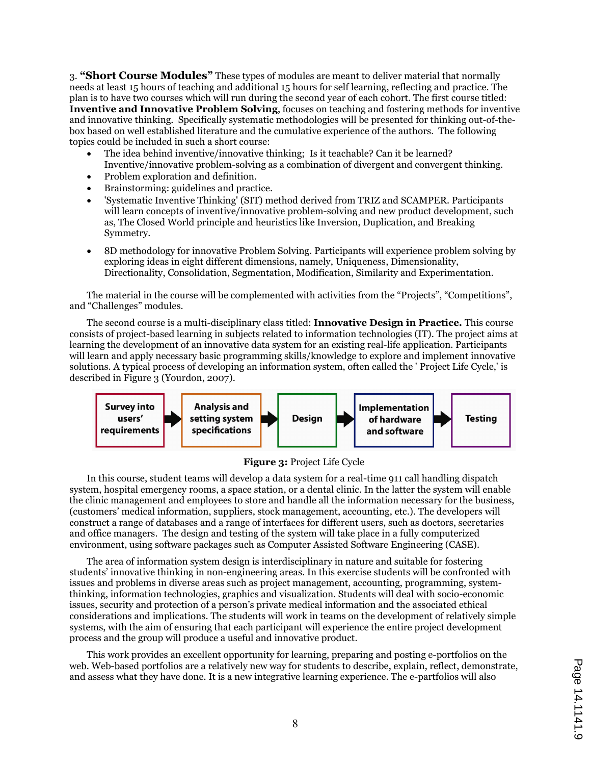3. **"Short Course Modules"** These types of modules are meant to deliver material that normally needs at least 15 hours of teaching and additional 15 hours for self learning, reflecting and practice. The plan is to have two courses which will run during the second year of each cohort. The first course titled: **Inventive and Innovative Problem Solving**, focuses on teaching and fostering methods for inventive and innovative thinking. Specifically systematic methodologies will be presented for thinking out-of-the-box based on well established literature and the cumulative experience of the authors. The following topics could be included in such a short course:

- The idea behind inventive/innovative thinking; Is it teachable? Can it be learned? Inventive/innovative problem-solving as a combination of divergent and convergent thinking.
- Problem exploration and definition.
- Brainstorming: guidelines and practice.
- 'Systematic Inventive Thinking' (SIT) method derived from TRIZ and SCAMPER. Participants will learn concepts of inventive/innovative problem-solving and new product development, such as, The Closed World principle and heuristics like Inversion, Duplication, and Breaking Symmetry.
- 8D methodology for innovative Problem Solving. Participants will experience problem solving by exploring ideas in eight different dimensions, namely, Uniqueness, Dimensionality, Directionality, Consolidation, Segmentation, Modification, Similarity and Experimentation.

The material in the course will be complemented with activities from the "Projects", "Competitions", and "Challenges" modules.

The second course is a multi-disciplinary class titled: **Innovative Design in Practice.** This course consists of project-based learning in subjects related to information technologies (IT). The project aims at learning the development of an innovative data system for an existing real-life application. Participants will learn and apply necessary basic programming skills/knowledge to explore and implement innovative solutions. A typical process of developing an information system, often called the ' Project Life Cycle,' is described in Figure 3 (Yourdon, 2007).

Survey into users' requirements → Analysis and setting system specifications → Design → Implementation of hardware and software → Testing

**Figure 3:** Project Life Cycle

In this course, student teams will develop a data system for a real-time 911 call handling dispatch system, hospital emergency rooms, a space station, or a dental clinic. In the latter the system will enable the clinic management and employees to store and handle all the information necessary for the business, (customers' medical information, suppliers, stock management, accounting, etc.). The developers will construct a range of databases and a range of interfaces for different users, such as doctors, secretaries and office managers. The design and testing of the system will take place in a fully computerized environment, using software packages such as Computer Assisted Software Engineering (CASE).

The area of information system design is interdisciplinary in nature and suitable for fostering students' innovative thinking in non-engineering areas. In this exercise students will be confronted with issues and problems in diverse areas such as project management, accounting, programming, system-thinking, information technologies, graphics and visualization. Students will deal with socio-economic issues, security and protection of a person's private medical information and the associated ethical considerations and implications. The students will work in teams on the development of relatively simple systems, with the aim of ensuring that each participant will experience the entire project development process and the group will produce a useful and innovative product.

This work provides an excellent opportunity for learning, preparing and posting e-portfolios on the web. Web-based portfolios are a relatively new way for students to describe, explain, reflect, demonstrate, and assess what they have done. It is a new integrative learning experience. The e-partfolios will also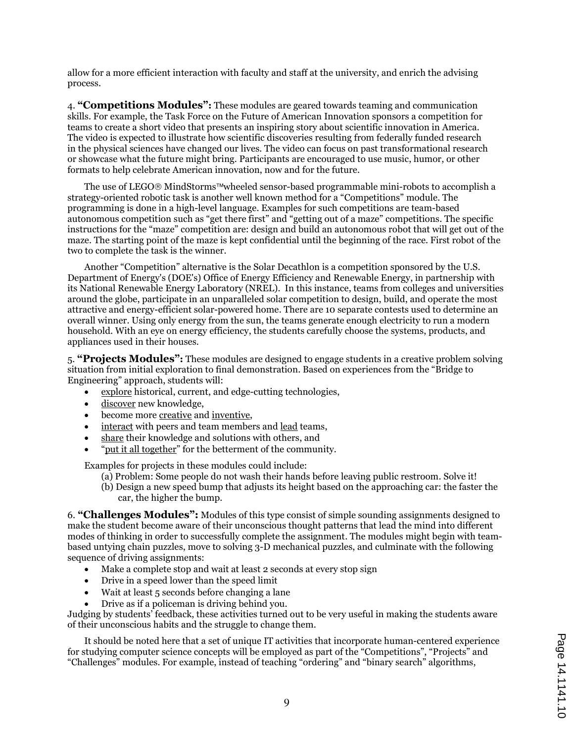allow for a more efficient interaction with faculty and staff at the university, and enrich the advising process.

4. **"Competitions Modules":** These modules are geared towards teaming and communication skills. For example, the Task Force on the Future of American Innovation sponsors a competition for teams to create a short video that presents an inspiring story about scientific innovation in America. The video is expected to illustrate how scientific discoveries resulting from federally funded research in the physical sciences have changed our lives. The video can focus on past transformational research or showcase what the future might bring. Participants are encouraged to use music, humor, or other formats to help celebrate American innovation, now and for the future.

The use of LEGO® MindStorms™wheeled sensor-based programmable mini-robots to accomplish a strategy-oriented robotic task is another well known method for a "Competitions" module. The programming is done in a high-level language. Examples for such competitions are team-based autonomous competition such as "get there first" and "getting out of a maze" competitions. The specific instructions for the "maze" competition are: design and build an autonomous robot that will get out of the maze. The starting point of the maze is kept confidential until the beginning of the race. First robot of the two to complete the task is the winner.

Another "Competition" alternative is the Solar Decathlon is a competition sponsored by the U.S. Department of Energy's (DOE's) Office of Energy Efficiency and Renewable Energy, in partnership with its National Renewable Energy Laboratory (NREL). In this instance, teams from colleges and universities around the globe, participate in an unparalleled solar competition to design, build, and operate the most attractive and energy-efficient solar-powered home. There are 10 separate contests used to determine an overall winner. Using only energy from the sun, the teams generate enough electricity to run a modern household. With an eye on energy efficiency, the students carefully choose the systems, products, and appliances used in their houses.

5. **"Projects Modules":** These modules are designed to engage students in a creative problem solving situation from initial exploration to final demonstration. Based on experiences from the "Bridge to Engineering" approach, students will:

- explore historical, current, and edge-cutting technologies,
- discover new knowledge,
- become more creative and inventive,
- interact with peers and team members and lead teams,
- share their knowledge and solutions with others, and
- "put it all together" for the betterment of the community.

Examples for projects in these modules could include:

(a) Problem: Some people do not wash their hands before leaving public restroom. Solve it!
(b) Design a new speed bump that adjusts its height based on the approaching car: the faster the car, the higher the bump.

6. **"Challenges Modules":** Modules of this type consist of simple sounding assignments designed to make the student become aware of their unconscious thought patterns that lead the mind into different modes of thinking in order to successfully complete the assignment. The modules might begin with team-based untying chain puzzles, move to solving 3-D mechanical puzzles, and culminate with the following sequence of driving assignments:

- Make a complete stop and wait at least 2 seconds at every stop sign
- Drive in a speed lower than the speed limit
- Wait at least 5 seconds before changing a lane
- Drive as if a policeman is driving behind you.

Judging by students' feedback, these activities turned out to be very useful in making the students aware of their unconscious habits and the struggle to change them.

It should be noted here that a set of unique IT activities that incorporate human-centered experience for studying computer science concepts will be employed as part of the "Competitions", "Projects" and "Challenges" modules. For example, instead of teaching "ordering" and "binary search" algorithms,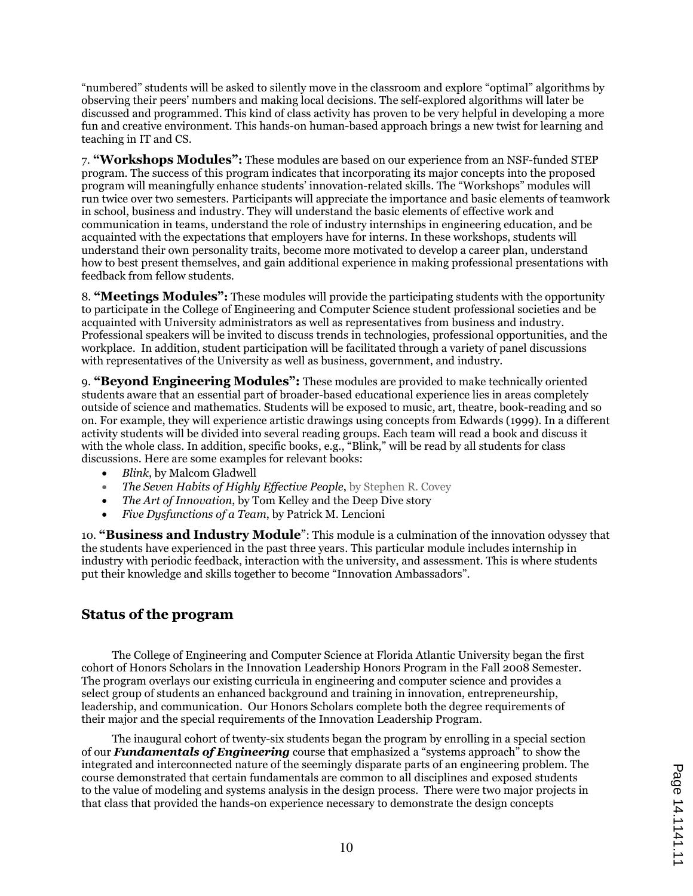"numbered" students will be asked to silently move in the classroom and explore "optimal" algorithms by observing their peers' numbers and making local decisions. The self-explored algorithms will later be discussed and programmed. This kind of class activity has proven to be very helpful in developing a more fun and creative environment. This hands-on human-based approach brings a new twist for learning and teaching in IT and CS.

7. **"Workshops Modules":** These modules are based on our experience from an NSF-funded STEP program. The success of this program indicates that incorporating its major concepts into the proposed program will meaningfully enhance students' innovation-related skills. The "Workshops" modules will run twice over two semesters. Participants will appreciate the importance and basic elements of teamwork in school, business and industry. They will understand the basic elements of effective work and communication in teams, understand the role of industry internships in engineering education, and be acquainted with the expectations that employers have for interns. In these workshops, students will understand their own personality traits, become more motivated to develop a career plan, understand how to best present themselves, and gain additional experience in making professional presentations with feedback from fellow students.

8. **"Meetings Modules":** These modules will provide the participating students with the opportunity to participate in the College of Engineering and Computer Science student professional societies and be acquainted with University administrators as well as representatives from business and industry. Professional speakers will be invited to discuss trends in technologies, professional opportunities, and the workplace. In addition, student participation will be facilitated through a variety of panel discussions with representatives of the University as well as business, government, and industry.

9. **"Beyond Engineering Modules":** These modules are provided to make technically oriented students aware that an essential part of broader-based educational experience lies in areas completely outside of science and mathematics. Students will be exposed to music, art, theatre, book-reading and so on. For example, they will experience artistic drawings using concepts from Edwards (1999). In a different activity students will be divided into several reading groups. Each team will read a book and discuss it with the whole class. In addition, specific books, e.g., "Blink," will be read by all students for class discussions. Here are some examples for relevant books:

- *Blink*, by Malcom Gladwell
- *The Seven Habits of Highly Effective People*, by Stephen R. Covey
- *The Art of Innovation*, by Tom Kelley and the Deep Dive story
- *Five Dysfunctions of a Team*, by Patrick M. Lencioni

10. **"Business and Industry Module"**: This module is a culmination of the innovation odyssey that the students have experienced in the past three years. This particular module includes internship in industry with periodic feedback, interaction with the university, and assessment. This is where students put their knowledge and skills together to become "Innovation Ambassadors".

## Status of the program

The College of Engineering and Computer Science at Florida Atlantic University began the first cohort of Honors Scholars in the Innovation Leadership Honors Program in the Fall 2008 Semester. The program overlays our existing curricula in engineering and computer science and provides a select group of students an enhanced background and training in innovation, entrepreneurship, leadership, and communication. Our Honors Scholars complete both the degree requirements of their major and the special requirements of the Innovation Leadership Program.

The inaugural cohort of twenty-six students began the program by enrolling in a special section of our ***Fundamentals of Engineering*** course that emphasized a "systems approach" to show the integrated and interconnected nature of the seemingly disparate parts of an engineering problem. The course demonstrated that certain fundamentals are common to all disciplines and exposed students to the value of modeling and systems analysis in the design process. There were two major projects in that class that provided the hands-on experience necessary to demonstrate the design concepts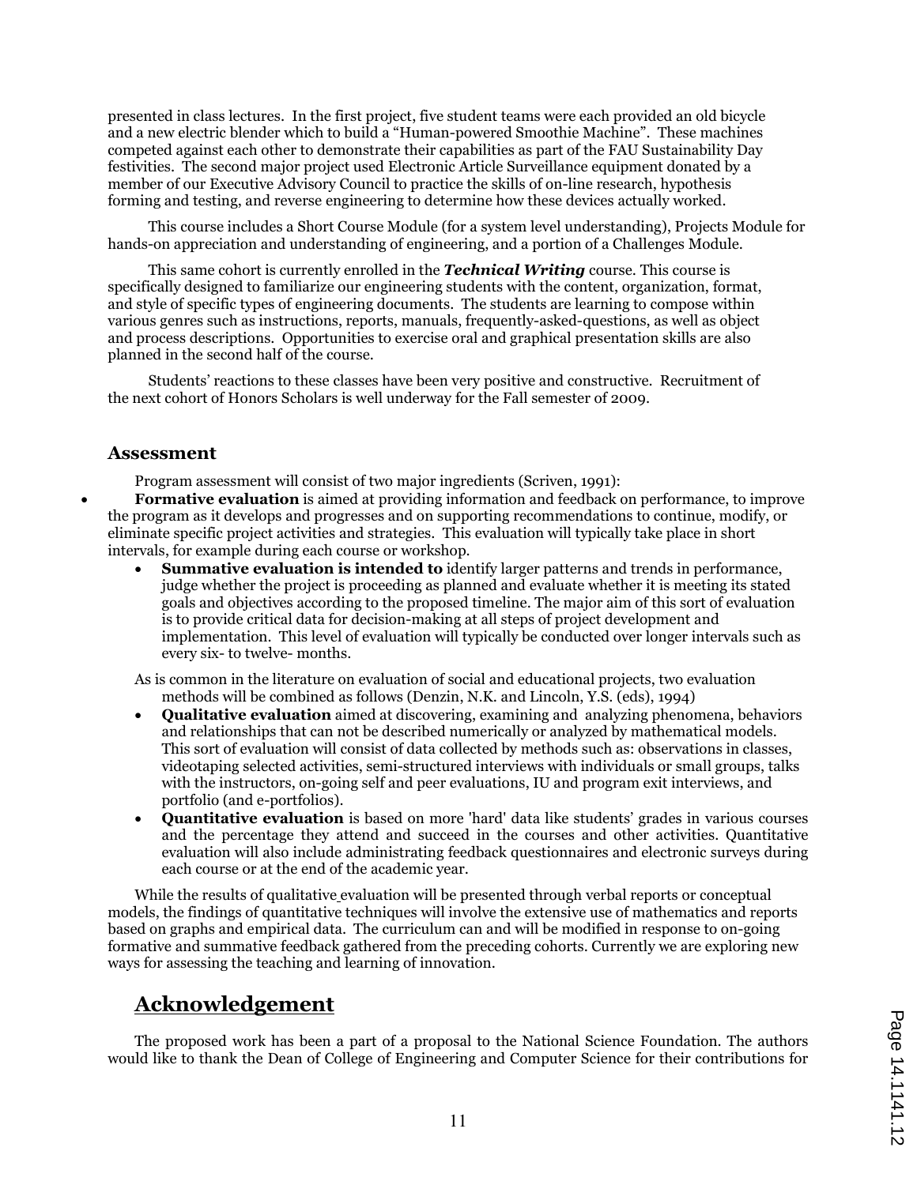presented in class lectures. In the first project, five student teams were each provided an old bicycle and a new electric blender which to build a "Human-powered Smoothie Machine". These machines competed against each other to demonstrate their capabilities as part of the FAU Sustainability Day festivities. The second major project used Electronic Article Surveillance equipment donated by a member of our Executive Advisory Council to practice the skills of on-line research, hypothesis forming and testing, and reverse engineering to determine how these devices actually worked.

This course includes a Short Course Module (for a system level understanding), Projects Module for hands-on appreciation and understanding of engineering, and a portion of a Challenges Module.

This same cohort is currently enrolled in the ***Technical Writing*** course. This course is specifically designed to familiarize our engineering students with the content, organization, format, and style of specific types of engineering documents. The students are learning to compose within various genres such as instructions, reports, manuals, frequently-asked-questions, as well as object and process descriptions. Opportunities to exercise oral and graphical presentation skills are also planned in the second half of the course.

Students' reactions to these classes have been very positive and constructive. Recruitment of the next cohort of Honors Scholars is well underway for the Fall semester of 2009.

### Assessment

Program assessment will consist of two major ingredients (Scriven, 1991):

- **Formative evaluation** is aimed at providing information and feedback on performance, to improve the program as it develops and progresses and on supporting recommendations to continue, modify, or eliminate specific project activities and strategies. This evaluation will typically take place in short intervals, for example during each course or workshop.
- **Summative evaluation is intended to** identify larger patterns and trends in performance, judge whether the project is proceeding as planned and evaluate whether it is meeting its stated goals and objectives according to the proposed timeline. The major aim of this sort of evaluation is to provide critical data for decision-making at all steps of project development and implementation. This level of evaluation will typically be conducted over longer intervals such as every six- to twelve- months.

As is common in the literature on evaluation of social and educational projects, two evaluation methods will be combined as follows (Denzin, N.K. and Lincoln, Y.S. (eds), 1994)

- **Qualitative evaluation** aimed at discovering, examining and analyzing phenomena, behaviors and relationships that can not be described numerically or analyzed by mathematical models. This sort of evaluation will consist of data collected by methods such as: observations in classes, videotaping selected activities, semi-structured interviews with individuals or small groups, talks with the instructors, on-going self and peer evaluations, IU and program exit interviews, and portfolio (and e-portfolios).
- **Quantitative evaluation** is based on more 'hard' data like students' grades in various courses and the percentage they attend and succeed in the courses and other activities. Quantitative evaluation will also include administrating feedback questionnaires and electronic surveys during each course or at the end of the academic year.

While the results of qualitative evaluation will be presented through verbal reports or conceptual models, the findings of quantitative techniques will involve the extensive use of mathematics and reports based on graphs and empirical data. The curriculum can and will be modified in response to on-going formative and summative feedback gathered from the preceding cohorts. Currently we are exploring new ways for assessing the teaching and learning of innovation.

## Acknowledgement

The proposed work has been a part of a proposal to the National Science Foundation. The authors would like to thank the Dean of College of Engineering and Computer Science for their contributions for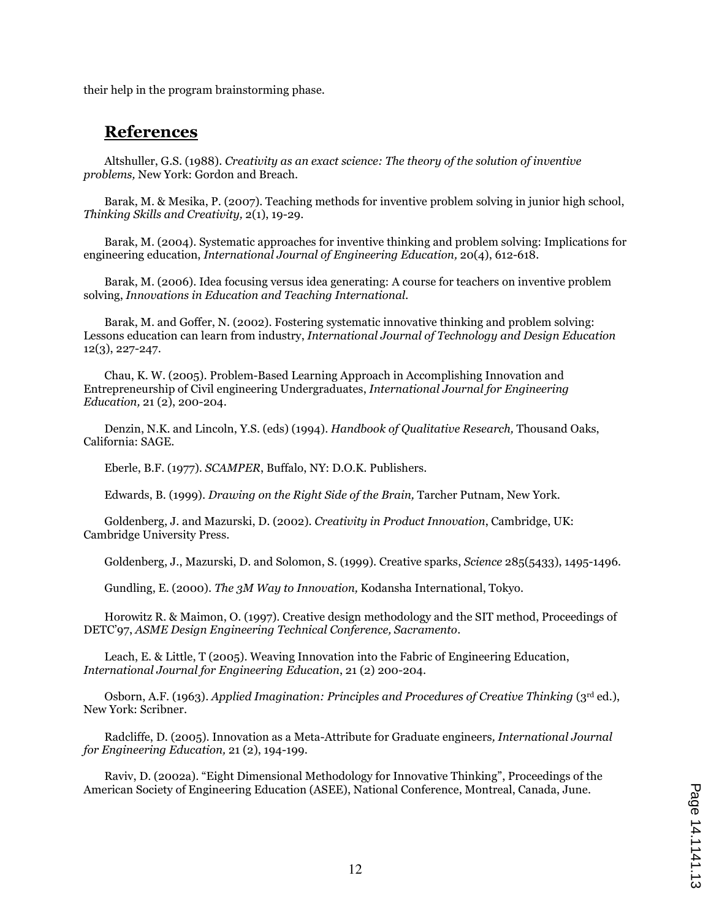their help in the program brainstorming phase.

## References

Altshuller, G.S. (1988). *Creativity as an exact science: The theory of the solution of inventive problems,* New York: Gordon and Breach.

Barak, M. & Mesika, P. (2007). Teaching methods for inventive problem solving in junior high school, *Thinking Skills and Creativity,* 2(1), 19-29.

Barak, M. (2004). Systematic approaches for inventive thinking and problem solving: Implications for engineering education, *International Journal of Engineering Education,* 20(4), 612-618.

Barak, M. (2006). Idea focusing versus idea generating: A course for teachers on inventive problem solving, *Innovations in Education and Teaching International.*

Barak, M. and Goffer, N. (2002). Fostering systematic innovative thinking and problem solving: Lessons education can learn from industry, *International Journal of Technology and Design Education* 12(3), 227-247.

Chau, K. W. (2005). Problem-Based Learning Approach in Accomplishing Innovation and Entrepreneurship of Civil engineering Undergraduates, *International Journal for Engineering Education,* 21 (2), 200-204.

Denzin, N.K. and Lincoln, Y.S. (eds) (1994). *Handbook of Qualitative Research,* Thousand Oaks, California: SAGE.

Eberle, B.F. (1977). *SCAMPER*, Buffalo, NY: D.O.K. Publishers.

Edwards, B. (1999). *Drawing on the Right Side of the Brain,* Tarcher Putnam, New York.

Goldenberg, J. and Mazurski, D. (2002). *Creativity in Product Innovation*, Cambridge, UK: Cambridge University Press.

Goldenberg, J., Mazurski, D. and Solomon, S. (1999). Creative sparks, *Science* 285(5433), 1495-1496.

Gundling, E. (2000). *The 3M Way to Innovation,* Kodansha International, Tokyo.

Horowitz R. & Maimon, O. (1997). Creative design methodology and the SIT method, Proceedings of DETC'97, *ASME Design Engineering Technical Conference, Sacramento*.

Leach, E. & Little, T (2005). Weaving Innovation into the Fabric of Engineering Education, *International Journal for Engineering Education*, 21 (2) 200-204.

Osborn, A.F. (1963). *Applied Imagination: Principles and Procedures of Creative Thinking* (3rd ed.), New York: Scribner.

Radcliffe, D. (2005). Innovation as a Meta-Attribute for Graduate engineers*, International Journal for Engineering Education,* 21 (2), 194-199.

Raviv, D. (2002a). "Eight Dimensional Methodology for Innovative Thinking", Proceedings of the American Society of Engineering Education (ASEE), National Conference, Montreal, Canada, June.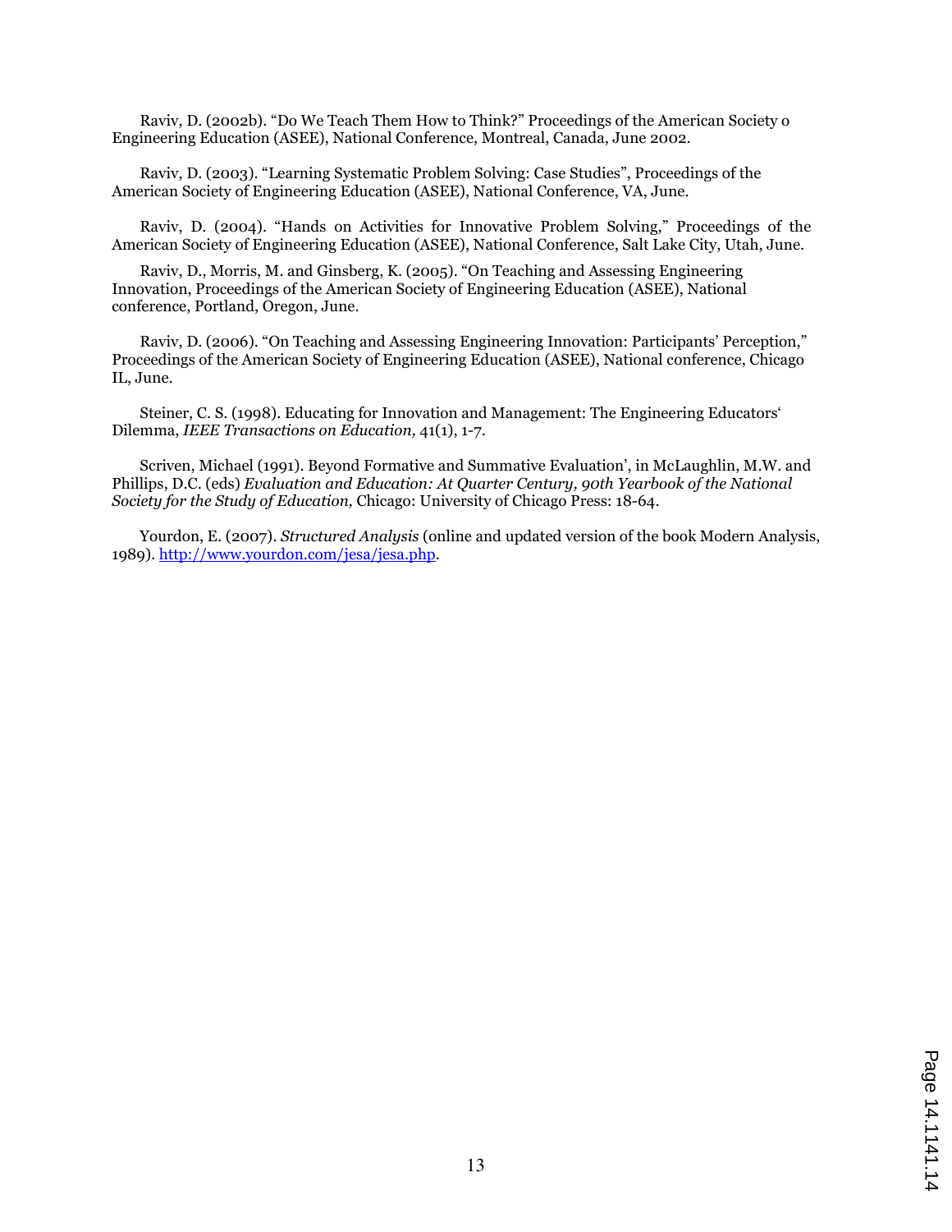Raviv, D. (2002b). "Do We Teach Them How to Think?" Proceedings of the American Society o Engineering Education (ASEE), National Conference, Montreal, Canada, June 2002.

Raviv, D. (2003). "Learning Systematic Problem Solving: Case Studies", Proceedings of the American Society of Engineering Education (ASEE), National Conference, VA, June.

Raviv, D. (2004). "Hands on Activities for Innovative Problem Solving," Proceedings of the American Society of Engineering Education (ASEE), National Conference, Salt Lake City, Utah, June.

Raviv, D., Morris, M. and Ginsberg, K. (2005). "On Teaching and Assessing Engineering Innovation, Proceedings of the American Society of Engineering Education (ASEE), National conference, Portland, Oregon, June.

Raviv, D. (2006). "On Teaching and Assessing Engineering Innovation: Participants' Perception," Proceedings of the American Society of Engineering Education (ASEE), National conference, Chicago IL, June.

Steiner, C. S. (1998). Educating for Innovation and Management: The Engineering Educators' Dilemma, *IEEE Transactions on Education,* 41(1), 1-7.

Scriven, Michael (1991). Beyond Formative and Summative Evaluation', in McLaughlin, M.W. and Phillips, D.C. (eds) *Evaluation and Education: At Quarter Century, 90th Yearbook of the National Society for the Study of Education,* Chicago: University of Chicago Press: 18-64.

Yourdon, E. (2007). *Structured Analysis* (online and updated version of the book Modern Analysis, 1989). http://www.yourdon.com/jesa/jesa.php.